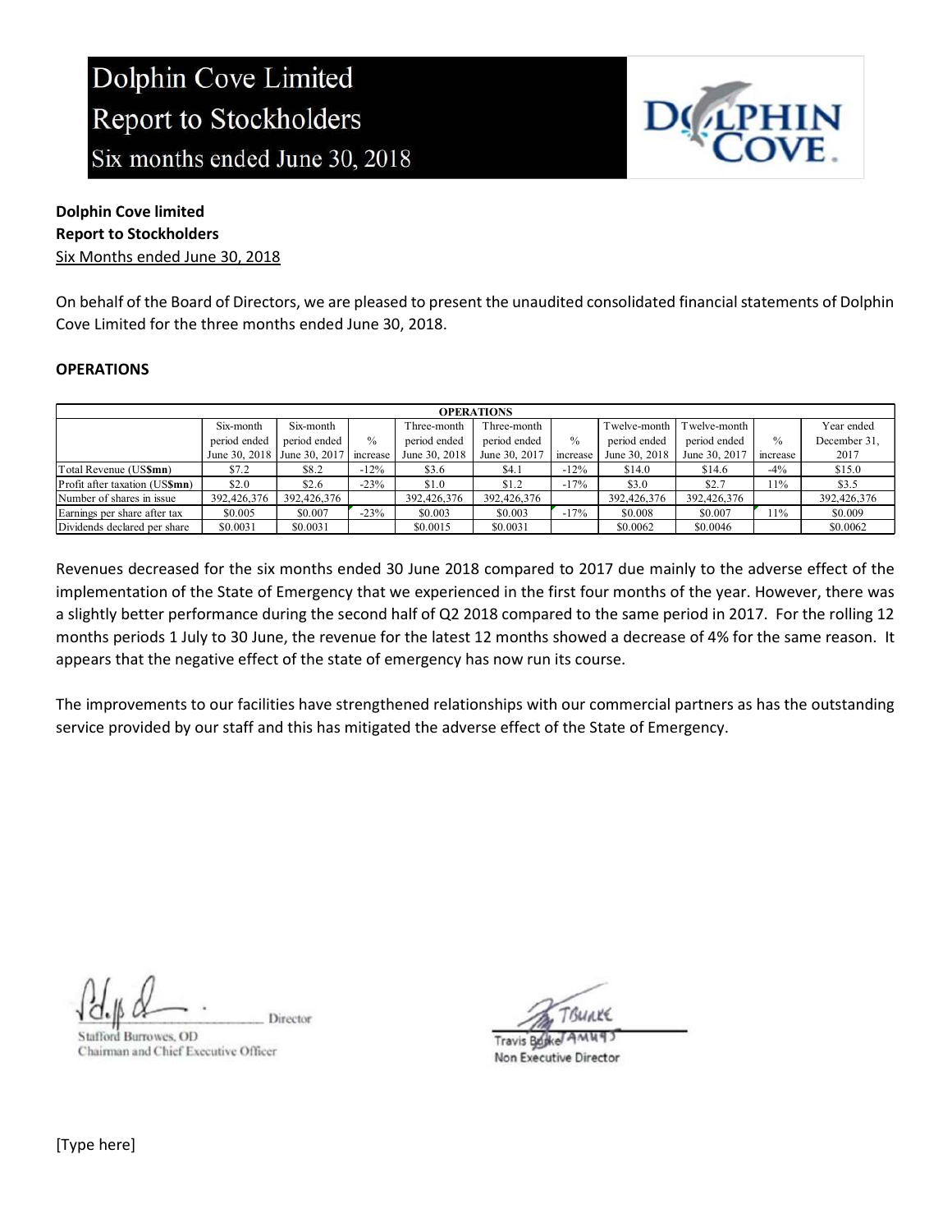# Dolphin Cove Limited
## Report to Stockholders
### Six months ended June 30, 2018

**Dolphin Cove limited**
**Report to Stockholders**
Six Months ended June 30, 2018

On behalf of the Board of Directors, we are pleased to present the unaudited consolidated financial statements of Dolphin Cove Limited for the three months ended June 30, 2018.

**OPERATIONS**

| OPERATIONS | | | | | | | | | | |
|---|---|---|---|---|---|---|---|---|---|---|
| | Six-month period ended June 30, 2018 | Six-month period ended June 30, 2017 | % increase | Three-month period ended June 30, 2018 | Three-month period ended June 30, 2017 | % increase | Twelve-month period ended June 30, 2018 | Twelve-month period ended June 30, 2017 | % increase | Year ended December 31, 2017 |
| Total Revenue (US$**mn**) | $7.2 | $8.2 | -12% | $3.6 | $4.1 | -12% | $14.0 | $14.6 | -4% | $15.0 |
| Profit after taxation (US$**mn**) | $2.0 | $2.6 | -23% | $1.0 | $1.2 | -17% | $3.0 | $2.7 | 11% | $3.5 |
| Number of shares in issue | 392,426,376 | 392,426,376 | | 392,426,376 | 392,426,376 | | 392,426,376 | 392,426,376 | | 392,426,376 |
| Earnings per share after tax | $0.005 | $0.007 | -23% | $0.003 | $0.003 | -17% | $0.008 | $0.007 | 11% | $0.009 |
| Dividends declared per share | $0.0031 | $0.0031 | | $0.0015 | $0.0031 | | $0.0062 | $0.0046 | | $0.0062 |

Revenues decreased for the six months ended 30 June 2018 compared to 2017 due mainly to the adverse effect of the implementation of the State of Emergency that we experienced in the first four months of the year. However, there was a slightly better performance during the second half of Q2 2018 compared to the same period in 2017. For the rolling 12 months periods 1 July to 30 June, the revenue for the latest 12 months showed a decrease of 4% for the same reason. It appears that the negative effect of the state of emergency has now run its course.

The improvements to our facilities have strengthened relationships with our commercial partners as has the outstanding service provided by our staff and this has mitigated the adverse effect of the State of Emergency.

Director
Stafford Burrowes, OD
Chairman and Chief Executive Officer

Travis Burke
Non Executive Director

[Type here]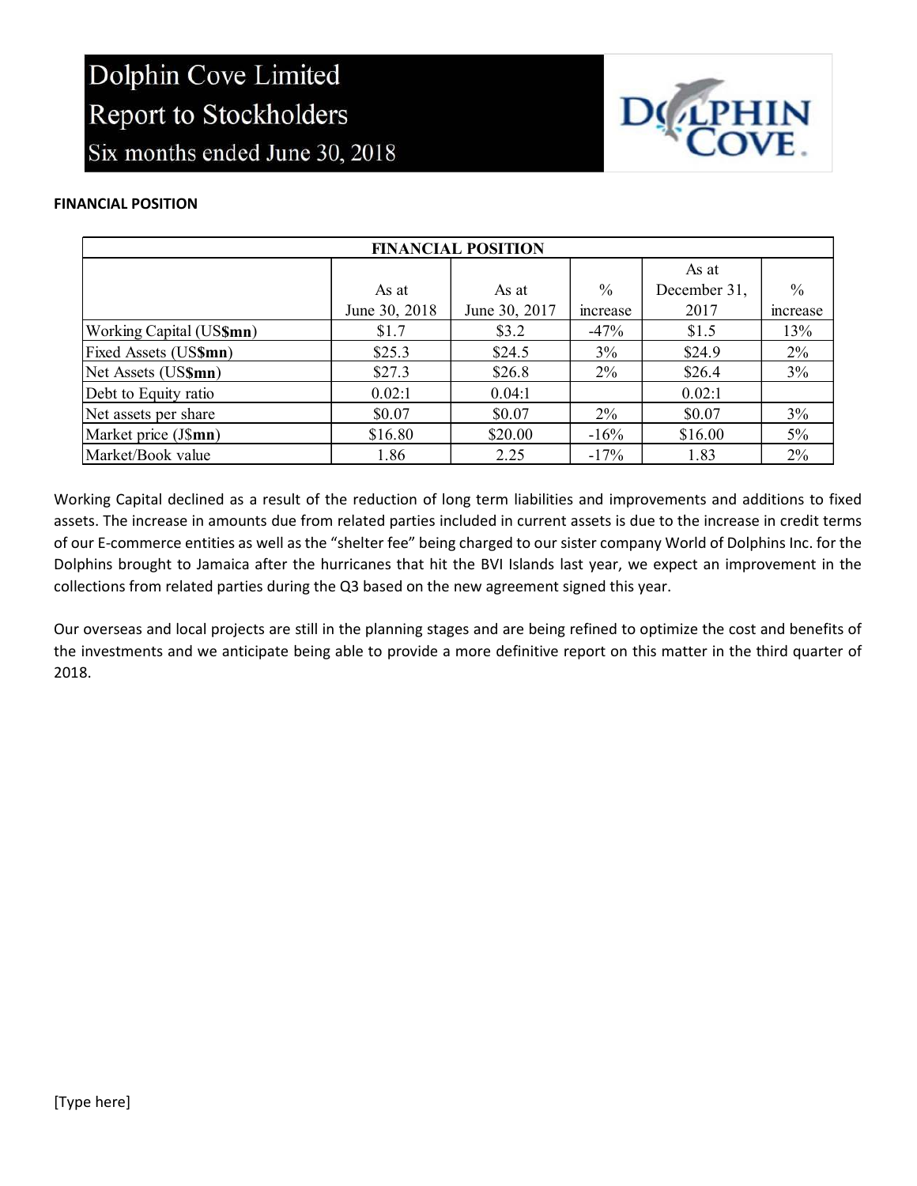# Dolphin Cove Limited
## Report to Stockholders
### Six months ended June 30, 2018

**FINANCIAL POSITION**

| FINANCIAL POSITION | | | | | |
|---|---|---|---|---|---|
| | As at June 30, 2018 | As at June 30, 2017 | % increase | As at December 31, 2017 | % increase |
| Working Capital (US$**mn**) | $1.7 | $3.2 | -47% | $1.5 | 13% |
| Fixed Assets (US$**mn**) | $25.3 | $24.5 | 3% | $24.9 | 2% |
| Net Assets (US$**mn**) | $27.3 | $26.8 | 2% | $26.4 | 3% |
| Debt to Equity ratio | 0.02:1 | 0.04:1 | | 0.02:1 | |
| Net assets per share | $0.07 | $0.07 | 2% | $0.07 | 3% |
| Market price (J$**mn**) | $16.80 | $20.00 | -16% | $16.00 | 5% |
| Market/Book value | 1.86 | 2.25 | -17% | 1.83 | 2% |

Working Capital declined as a result of the reduction of long term liabilities and improvements and additions to fixed assets. The increase in amounts due from related parties included in current assets is due to the increase in credit terms of our E-commerce entities as well as the "shelter fee" being charged to our sister company World of Dolphins Inc. for the Dolphins brought to Jamaica after the hurricanes that hit the BVI Islands last year, we expect an improvement in the collections from related parties during the Q3 based on the new agreement signed this year.

Our overseas and local projects are still in the planning stages and are being refined to optimize the cost and benefits of the investments and we anticipate being able to provide a more definitive report on this matter in the third quarter of 2018.

[Type here]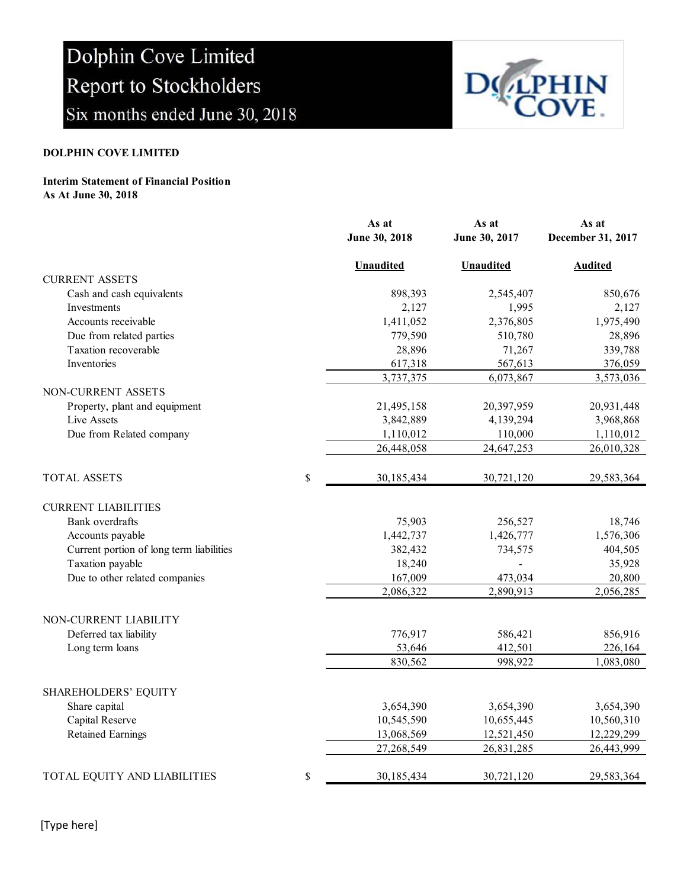# Dolphin Cove Limited
## Report to Stockholders
### Six months ended June 30, 2018

**DOLPHIN COVE LIMITED**

**Interim Statement of Financial Position**
**As At June 30, 2018**

| | | As at June 30, 2018 | As at June 30, 2017 | As at December 31, 2017 |
|---|---|---|---|---|
| | | Unaudited | Unaudited | Audited |
| CURRENT ASSETS | | | | |
| Cash and cash equivalents | | 898,393 | 2,545,407 | 850,676 |
| Investments | | 2,127 | 1,995 | 2,127 |
| Accounts receivable | | 1,411,052 | 2,376,805 | 1,975,490 |
| Due from related parties | | 779,590 | 510,780 | 28,896 |
| Taxation recoverable | | 28,896 | 71,267 | 339,788 |
| Inventories | | 617,318 | 567,613 | 376,059 |
| | | 3,737,375 | 6,073,867 | 3,573,036 |
| NON-CURRENT ASSETS | | | | |
| Property, plant and equipment | | 21,495,158 | 20,397,959 | 20,931,448 |
| Live Assets | | 3,842,889 | 4,139,294 | 3,968,868 |
| Due from Related company | | 1,110,012 | 110,000 | 1,110,012 |
| | | 26,448,058 | 24,647,253 | 26,010,328 |
| TOTAL ASSETS | $ | 30,185,434 | 30,721,120 | 29,583,364 |
| CURRENT LIABILITIES | | | | |
| Bank overdrafts | | 75,903 | 256,527 | 18,746 |
| Accounts payable | | 1,442,737 | 1,426,777 | 1,576,306 |
| Current portion of long term liabilities | | 382,432 | 734,575 | 404,505 |
| Taxation payable | | 18,240 | - | 35,928 |
| Due to other related companies | | 167,009 | 473,034 | 20,800 |
| | | 2,086,322 | 2,890,913 | 2,056,285 |
| NON-CURRENT LIABILITY | | | | |
| Deferred tax liability | | 776,917 | 586,421 | 856,916 |
| Long term loans | | 53,646 | 412,501 | 226,164 |
| | | 830,562 | 998,922 | 1,083,080 |
| SHAREHOLDERS' EQUITY | | | | |
| Share capital | | 3,654,390 | 3,654,390 | 3,654,390 |
| Capital Reserve | | 10,545,590 | 10,655,445 | 10,560,310 |
| Retained Earnings | | 13,068,569 | 12,521,450 | 12,229,299 |
| | | 27,268,549 | 26,831,285 | 26,443,999 |
| TOTAL EQUITY AND LIABILITIES | $ | 30,185,434 | 30,721,120 | 29,583,364 |

[Type here]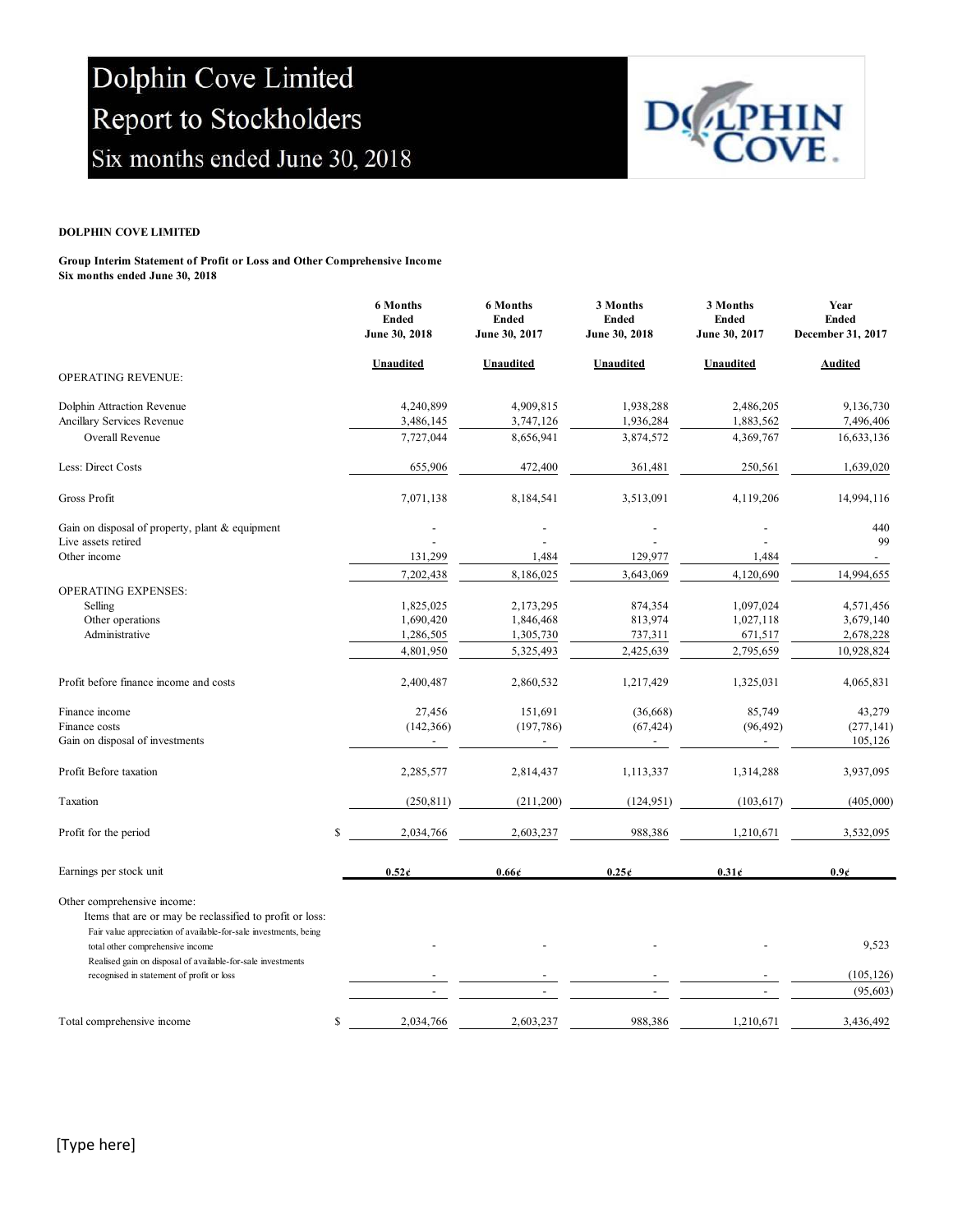# Dolphin Cove Limited
## Report to Stockholders
### Six months ended June 30, 2018

**DOLPHIN COVE LIMITED**

**Group Interim Statement of Profit or Loss and Other Comprehensive Income**
**Six months ended June 30, 2018**

| | | 6 Months Ended June 30, 2018 | 6 Months Ended June 30, 2017 | 3 Months Ended June 30, 2018 | 3 Months Ended June 30, 2017 | Year Ended December 31, 2017 |
|---|---|---|---|---|---|---|
| | | **Unaudited** | **Unaudited** | **Unaudited** | **Unaudited** | **Audited** |
| OPERATING REVENUE: | | | | | | |
| Dolphin Attraction Revenue | | 4,240,899 | 4,909,815 | 1,938,288 | 2,486,205 | 9,136,730 |
| Ancillary Services Revenue | | 3,486,145 | 3,747,126 | 1,936,284 | 1,883,562 | 7,496,406 |
| Overall Revenue | | 7,727,044 | 8,656,941 | 3,874,572 | 4,369,767 | 16,633,136 |
| Less: Direct Costs | | 655,906 | 472,400 | 361,481 | 250,561 | 1,639,020 |
| Gross Profit | | 7,071,138 | 8,184,541 | 3,513,091 | 4,119,206 | 14,994,116 |
| Gain on disposal of property, plant & equipment | | - | - | - | - | 440 |
| Live assets retired | | - | - | - | - | 99 |
| Other income | | 131,299 | 1,484 | 129,977 | 1,484 | - |
| | | 7,202,438 | 8,186,025 | 3,643,069 | 4,120,690 | 14,994,655 |
| OPERATING EXPENSES: | | | | | | |
| Selling | | 1,825,025 | 2,173,295 | 874,354 | 1,097,024 | 4,571,456 |
| Other operations | | 1,690,420 | 1,846,468 | 813,974 | 1,027,118 | 3,679,140 |
| Administrative | | 1,286,505 | 1,305,730 | 737,311 | 671,517 | 2,678,228 |
| | | 4,801,950 | 5,325,493 | 2,425,639 | 2,795,659 | 10,928,824 |
| Profit before finance income and costs | | 2,400,487 | 2,860,532 | 1,217,429 | 1,325,031 | 4,065,831 |
| Finance income | | 27,456 | 151,691 | (36,668) | 85,749 | 43,279 |
| Finance costs | | (142,366) | (197,786) | (67,424) | (96,492) | (277,141) |
| Gain on disposal of investments | | - | - | - | - | 105,126 |
| Profit Before taxation | | 2,285,577 | 2,814,437 | 1,113,337 | 1,314,288 | 3,937,095 |
| Taxation | | (250,811) | (211,200) | (124,951) | (103,617) | (405,000) |
| Profit for the period | $ | 2,034,766 | 2,603,237 | 988,386 | 1,210,671 | 3,532,095 |
| Earnings per stock unit | | **0.52¢** | **0.66¢** | **0.25¢** | **0.31¢** | **0.9¢** |
| Other comprehensive income: | | | | | | |
| Items that are or may be reclassified to profit or loss: | | | | | | |
| Fair value appreciation of available-for-sale investments, being total other comprehensive income | | - | - | - | - | 9,523 |
| Realised gain on disposal of available-for-sale investments recognised in statement of profit or loss | | - | - | - | - | (105,126) |
| | | - | - | - | - | (95,603) |
| Total comprehensive income | $ | 2,034,766 | 2,603,237 | 988,386 | 1,210,671 | 3,436,492 |

[Type here]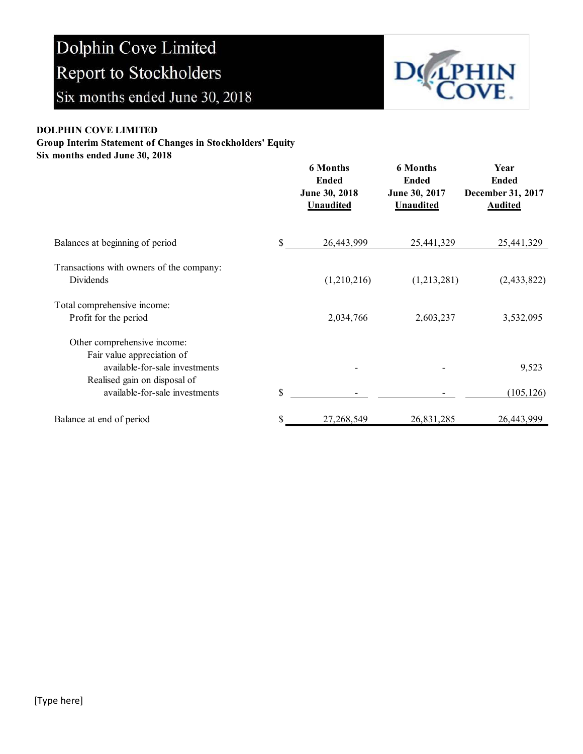# Dolphin Cove Limited
## Report to Stockholders
### Six months ended June 30, 2018

**DOLPHIN COVE LIMITED**
**Group Interim Statement of Changes in Stockholders' Equity**
**Six months ended June 30, 2018**

| | | 6 Months Ended June 30, 2018 Unaudited | 6 Months Ended June 30, 2017 Unaudited | Year Ended December 31, 2017 Audited |
|---|---|---|---|---|
| Balances at beginning of period | $ | 26,443,999 | 25,441,329 | 25,441,329 |
| Transactions with owners of the company: | | | | |
| Dividends | | (1,210,216) | (1,213,281) | (2,433,822) |
| Total comprehensive income: | | | | |
| Profit for the period | | 2,034,766 | 2,603,237 | 3,532,095 |
| Other comprehensive income: | | | | |
| Fair value appreciation of available-for-sale investments | | - | - | 9,523 |
| Realised gain on disposal of available-for-sale investments | $ | - | - | (105,126) |
| Balance at end of period | $ | 27,268,549 | 26,831,285 | 26,443,999 |

[Type here]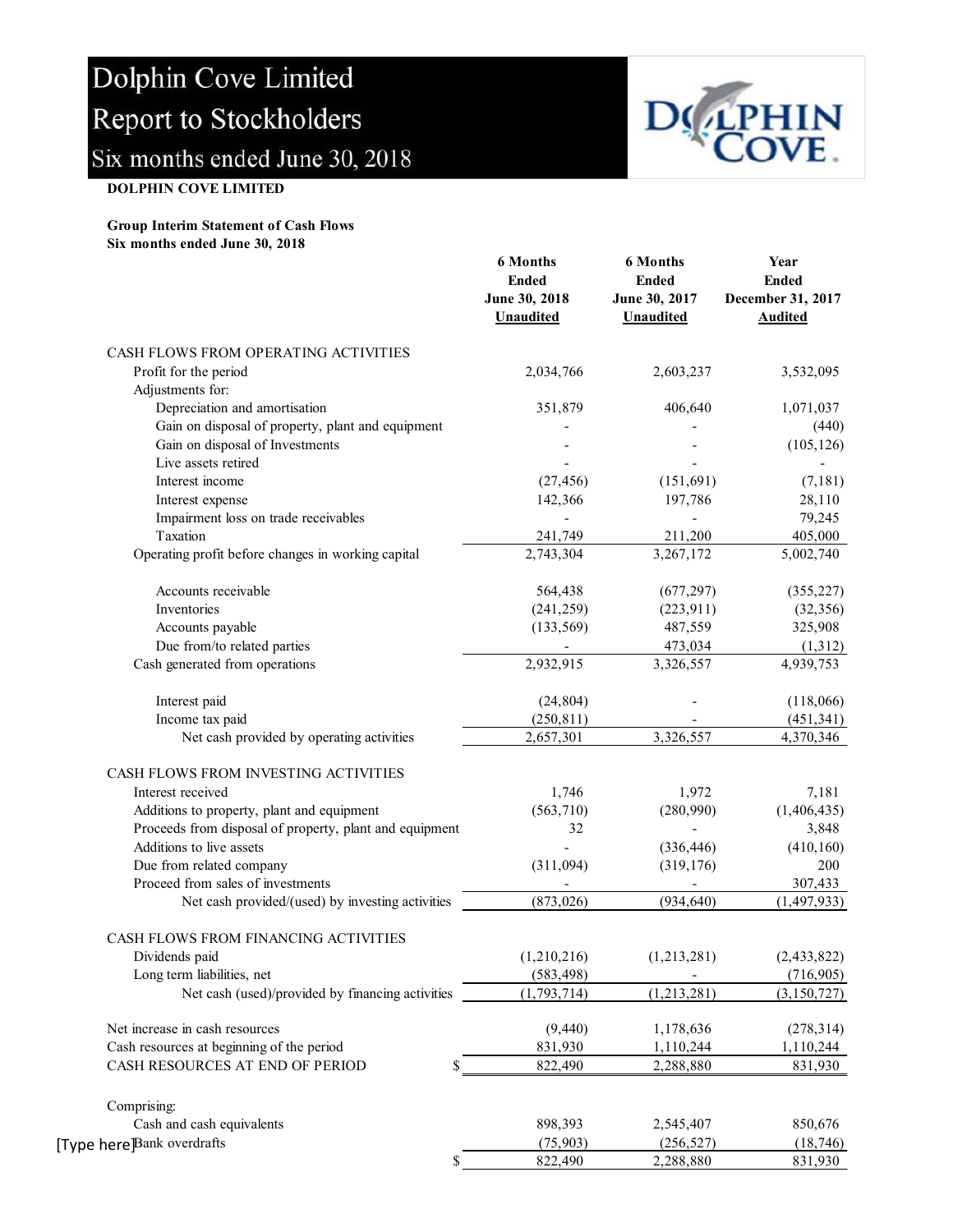# Dolphin Cove Limited

## Report to Stockholders

### Six months ended June 30, 2018

**DOLPHIN COVE LIMITED**

**Group Interim Statement of Cash Flows**
**Six months ended June 30, 2018**

| | 6 Months Ended June 30, 2018 Unaudited | 6 Months Ended June 30, 2017 Unaudited | Year Ended December 31, 2017 Audited |
|---|---|---|---|
| CASH FLOWS FROM OPERATING ACTIVITIES | | | |
| Profit for the period | 2,034,766 | 2,603,237 | 3,532,095 |
| Adjustments for: | | | |
| Depreciation and amortisation | 351,879 | 406,640 | 1,071,037 |
| Gain on disposal of property, plant and equipment | - | - | (440) |
| Gain on disposal of Investments | - | - | (105,126) |
| Live assets retired | - | - | - |
| Interest income | (27,456) | (151,691) | (7,181) |
| Interest expense | 142,366 | 197,786 | 28,110 |
| Impairment loss on trade receivables | - | - | 79,245 |
| Taxation | 241,749 | 211,200 | 405,000 |
| Operating profit before changes in working capital | 2,743,304 | 3,267,172 | 5,002,740 |
| Accounts receivable | 564,438 | (677,297) | (355,227) |
| Inventories | (241,259) | (223,911) | (32,356) |
| Accounts payable | (133,569) | 487,559 | 325,908 |
| Due from/to related parties | - | 473,034 | (1,312) |
| Cash generated from operations | 2,932,915 | 3,326,557 | 4,939,753 |
| Interest paid | (24,804) | - | (118,066) |
| Income tax paid | (250,811) | - | (451,341) |
| Net cash provided by operating activities | 2,657,301 | 3,326,557 | 4,370,346 |
| CASH FLOWS FROM INVESTING ACTIVITIES | | | |
| Interest received | 1,746 | 1,972 | 7,181 |
| Additions to property, plant and equipment | (563,710) | (280,990) | (1,406,435) |
| Proceeds from disposal of property, plant and equipment | 32 | - | 3,848 |
| Additions to live assets | - | (336,446) | (410,160) |
| Due from related company | (311,094) | (319,176) | 200 |
| Proceed from sales of investments | - | - | 307,433 |
| Net cash provided/(used) by investing activities | (873,026) | (934,640) | (1,497,933) |
| CASH FLOWS FROM FINANCING ACTIVITIES | | | |
| Dividends paid | (1,210,216) | (1,213,281) | (2,433,822) |
| Long term liabilities, net | (583,498) | - | (716,905) |
| Net cash (used)/provided by financing activities | (1,793,714) | (1,213,281) | (3,150,727) |
| Net increase in cash resources | (9,440) | 1,178,636 | (278,314) |
| Cash resources at beginning of the period | 831,930 | 1,110,244 | 1,110,244 |
| CASH RESOURCES AT END OF PERIOD | $ 822,490 | 2,288,880 | 831,930 |
| Comprising: | | | |
| Cash and cash equivalents | 898,393 | 2,545,407 | 850,676 |
| Bank overdrafts | (75,903) | (256,527) | (18,746) |
| | $ 822,490 | 2,288,880 | 831,930 |

[Type here]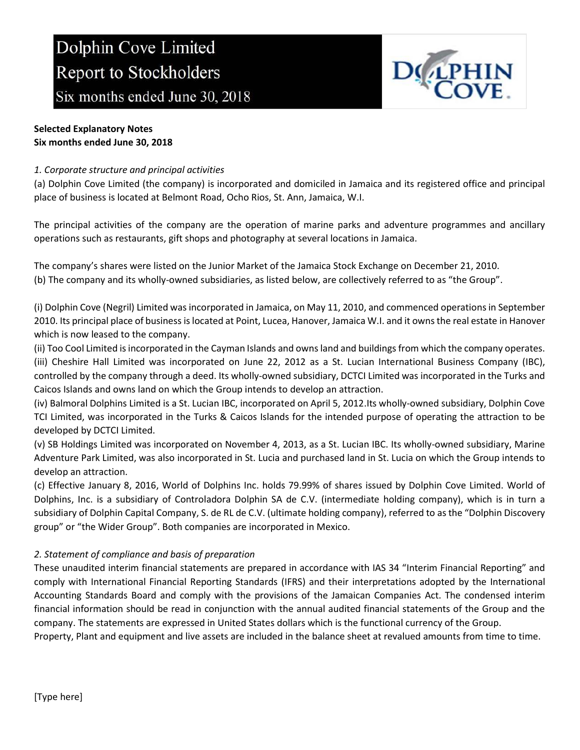# Dolphin Cove Limited
## Report to Stockholders
### Six months ended June 30, 2018

**Selected Explanatory Notes**
**Six months ended June 30, 2018**

*1. Corporate structure and principal activities*

(a) Dolphin Cove Limited (the company) is incorporated and domiciled in Jamaica and its registered office and principal place of business is located at Belmont Road, Ocho Rios, St. Ann, Jamaica, W.I.

The principal activities of the company are the operation of marine parks and adventure programmes and ancillary operations such as restaurants, gift shops and photography at several locations in Jamaica.

The company's shares were listed on the Junior Market of the Jamaica Stock Exchange on December 21, 2010.

(b) The company and its wholly-owned subsidiaries, as listed below, are collectively referred to as "the Group".

(i) Dolphin Cove (Negril) Limited was incorporated in Jamaica, on May 11, 2010, and commenced operations in September 2010. Its principal place of business is located at Point, Lucea, Hanover, Jamaica W.I. and it owns the real estate in Hanover which is now leased to the company.

(ii) Too Cool Limited is incorporated in the Cayman Islands and owns land and buildings from which the company operates.

(iii) Cheshire Hall Limited was incorporated on June 22, 2012 as a St. Lucian International Business Company (IBC), controlled by the company through a deed. Its wholly-owned subsidiary, DCTCI Limited was incorporated in the Turks and Caicos Islands and owns land on which the Group intends to develop an attraction.

(iv) Balmoral Dolphins Limited is a St. Lucian IBC, incorporated on April 5, 2012.Its wholly-owned subsidiary, Dolphin Cove TCI Limited, was incorporated in the Turks & Caicos Islands for the intended purpose of operating the attraction to be developed by DCTCI Limited.

(v) SB Holdings Limited was incorporated on November 4, 2013, as a St. Lucian IBC. Its wholly-owned subsidiary, Marine Adventure Park Limited, was also incorporated in St. Lucia and purchased land in St. Lucia on which the Group intends to develop an attraction.

(c) Effective January 8, 2016, World of Dolphins Inc. holds 79.99% of shares issued by Dolphin Cove Limited. World of Dolphins, Inc. is a subsidiary of Controladora Dolphin SA de C.V. (intermediate holding company), which is in turn a subsidiary of Dolphin Capital Company, S. de RL de C.V. (ultimate holding company), referred to as the "Dolphin Discovery group" or "the Wider Group". Both companies are incorporated in Mexico.

*2. Statement of compliance and basis of preparation*

These unaudited interim financial statements are prepared in accordance with IAS 34 "Interim Financial Reporting" and comply with International Financial Reporting Standards (IFRS) and their interpretations adopted by the International Accounting Standards Board and comply with the provisions of the Jamaican Companies Act. The condensed interim financial information should be read in conjunction with the annual audited financial statements of the Group and the company. The statements are expressed in United States dollars which is the functional currency of the Group.

Property, Plant and equipment and live assets are included in the balance sheet at revalued amounts from time to time.

[Type here]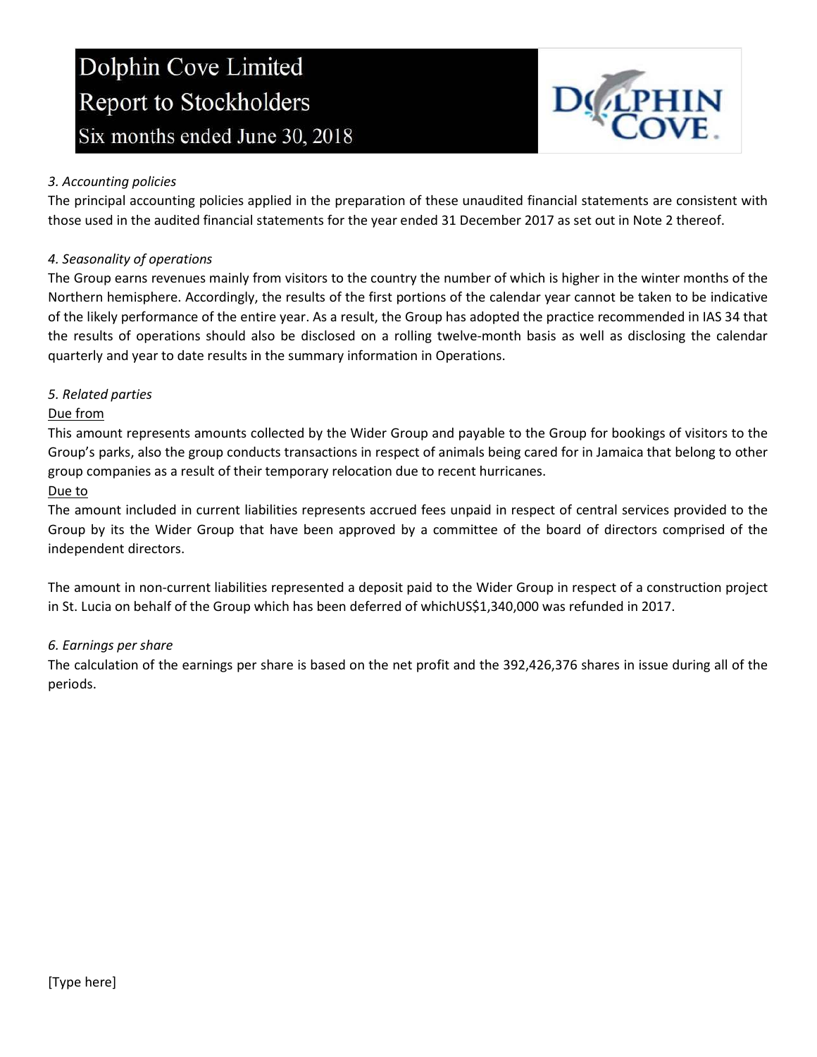*3. Accounting policies*

The principal accounting policies applied in the preparation of these unaudited financial statements are consistent with those used in the audited financial statements for the year ended 31 December 2017 as set out in Note 2 thereof.

*4. Seasonality of operations*

The Group earns revenues mainly from visitors to the country the number of which is higher in the winter months of the Northern hemisphere. Accordingly, the results of the first portions of the calendar year cannot be taken to be indicative of the likely performance of the entire year. As a result, the Group has adopted the practice recommended in IAS 34 that the results of operations should also be disclosed on a rolling twelve-month basis as well as disclosing the calendar quarterly and year to date results in the summary information in Operations.

*5. Related parties*

Due from

This amount represents amounts collected by the Wider Group and payable to the Group for bookings of visitors to the Group's parks, also the group conducts transactions in respect of animals being cared for in Jamaica that belong to other group companies as a result of their temporary relocation due to recent hurricanes.

Due to

The amount included in current liabilities represents accrued fees unpaid in respect of central services provided to the Group by its the Wider Group that have been approved by a committee of the board of directors comprised of the independent directors.

The amount in non-current liabilities represented a deposit paid to the Wider Group in respect of a construction project in St. Lucia on behalf of the Group which has been deferred of whichUS$1,340,000 was refunded in 2017.

*6. Earnings per share*

The calculation of the earnings per share is based on the net profit and the 392,426,376 shares in issue during all of the periods.

[Type here]